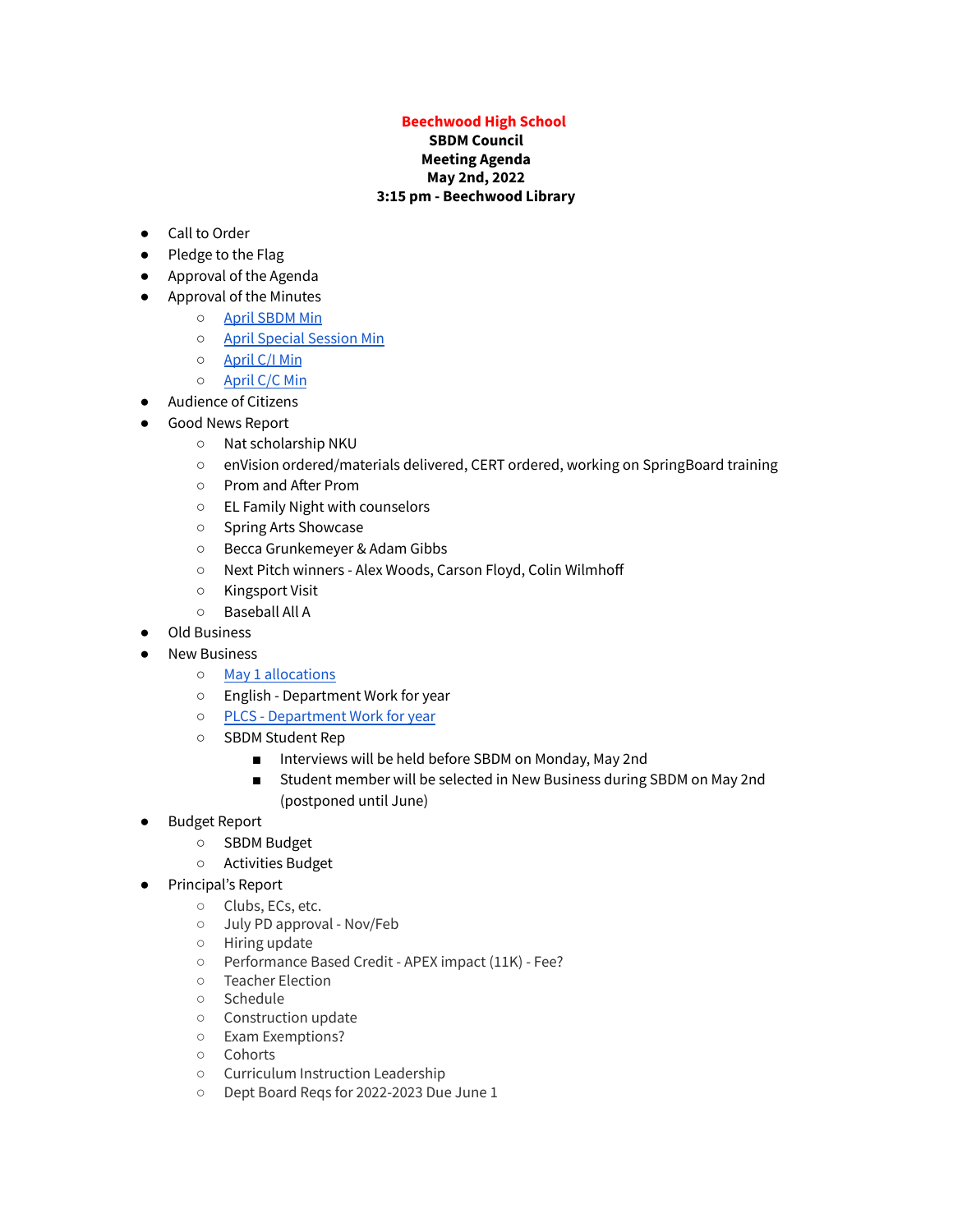**Beechwood High School**
**SBDM Council**
**Meeting Agenda**
**May 2nd, 2022**
**3:15 pm - Beechwood Library**

- Call to Order
- Pledge to the Flag
- Approval of the Agenda
- Approval of the Minutes
  - April SBDM Min
  - April Special Session Min
  - April C/I Min
  - April C/C Min
- Audience of Citizens
- Good News Report
  - Nat scholarship NKU
  - enVision ordered/materials delivered, CERT ordered, working on SpringBoard training
  - Prom and After Prom
  - EL Family Night with counselors
  - Spring Arts Showcase
  - Becca Grunkemeyer & Adam Gibbs
  - Next Pitch winners - Alex Woods, Carson Floyd, Colin Wilmhoff
  - Kingsport Visit
  - Baseball All A
- Old Business
- New Business
  - May 1 allocations
  - English - Department Work for year
  - PLCS - Department Work for year
  - SBDM Student Rep
    - Interviews will be held before SBDM on Monday, May 2nd
    - Student member will be selected in New Business during SBDM on May 2nd (postponed until June)
- Budget Report
  - SBDM Budget
  - Activities Budget
- Principal's Report
  - Clubs, ECs, etc.
  - July PD approval - Nov/Feb
  - Hiring update
  - Performance Based Credit - APEX impact (11K) - Fee?
  - Teacher Election
  - Schedule
  - Construction update
  - Exam Exemptions?
  - Cohorts
  - Curriculum Instruction Leadership
  - Dept Board Reqs for 2022-2023 Due June 1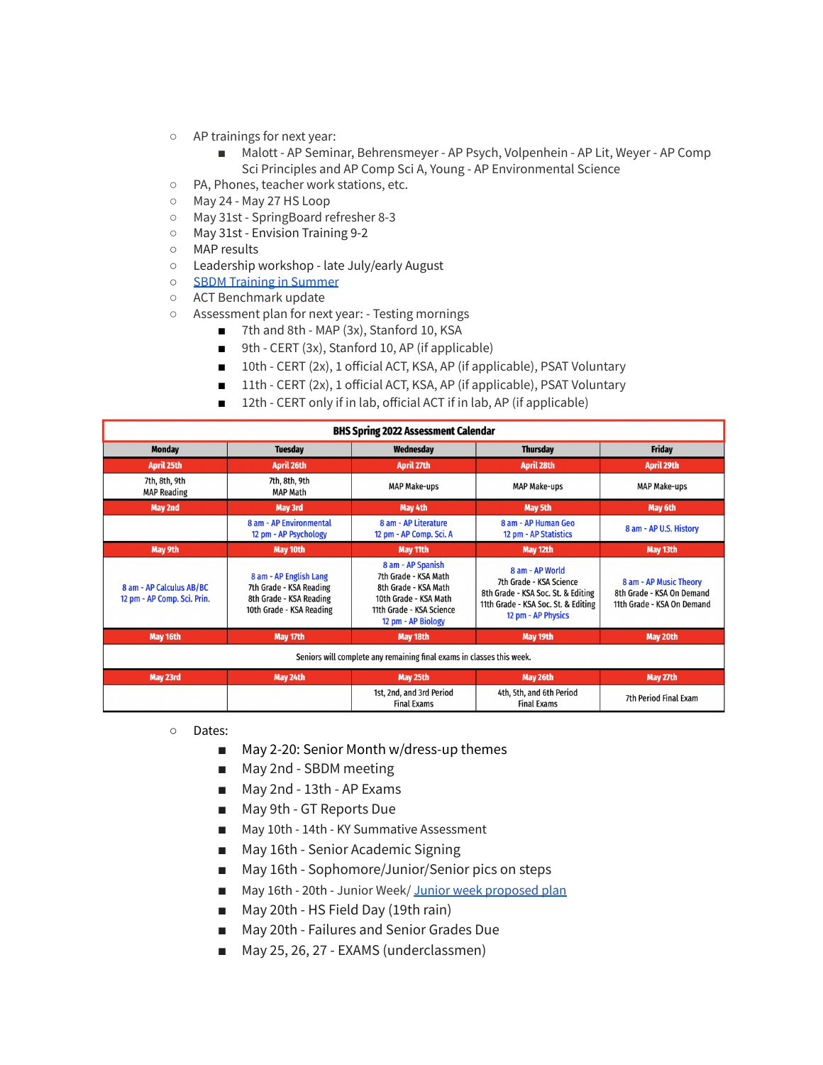- AP trainings for next year:
    - Malott - AP Seminar, Behrensmeyer - AP Psych, Volpenhein - AP Lit, Weyer - AP Comp Sci Principles and AP Comp Sci A, Young - AP Environmental Science
- PA, Phones, teacher work stations, etc.
- May 24 - May 27 HS Loop
- May 31st - SpringBoard refresher 8-3
- May 31st - Envision Training 9-2
- MAP results
- Leadership workshop - late July/early August
- [SBDM Training in Summer]()
- ACT Benchmark update
- Assessment plan for next year: - Testing mornings
    - 7th and 8th - MAP (3x), Stanford 10, KSA
    - 9th - CERT (3x), Stanford 10, AP (if applicable)
    - 10th - CERT (2x), 1 official ACT, KSA, AP (if applicable), PSAT Voluntary
    - 11th - CERT (2x), 1 official ACT, KSA, AP (if applicable), PSAT Voluntary
    - 12th - CERT only if in lab, official ACT if in lab, AP (if applicable)

**BHS Spring 2022 Assessment Calendar**

| Monday | Tuesday | Wednesday | Thursday | Friday |
|---|---|---|---|---|
| **April 25th** | **April 26th** | **April 27th** | **April 28th** | **April 29th** |
| 7th, 8th, 9th<br>MAP Reading | 7th, 8th, 9th<br>MAP Math | MAP Make-ups | MAP Make-ups | MAP Make-ups |
| **May 2nd** | **May 3rd** | **May 4th** | **May 5th** | **May 6th** |
| | 8 am - AP Environmental<br>12 pm - AP Psychology | 8 am - AP Literature<br>12 pm - AP Comp. Sci. A | 8 am - AP Human Geo<br>12 pm - AP Statistics | 8 am - AP U.S. History |
| **May 9th** | **May 10th** | **May 11th** | **May 12th** | **May 13th** |
| 8 am - AP Calculus AB/BC<br>12 pm - AP Comp. Sci. Prin. | 8 am - AP English Lang<br>7th Grade - KSA Reading<br>8th Grade - KSA Reading<br>10th Grade - KSA Reading | 8 am - AP Spanish<br>7th Grade - KSA Math<br>8th Grade - KSA Math<br>10th Grade - KSA Math<br>11th Grade - KSA Science<br>12 pm - AP Biology | 8 am - AP World<br>7th Grade - KSA Science<br>8th Grade - KSA Soc. St. & Editing<br>11th Grade - KSA Soc. St. & Editing<br>12 pm - AP Physics | 8 am - AP Music Theory<br>8th Grade - KSA On Demand<br>11th Grade - KSA On Demand |
| **May 16th** | **May 17th** | **May 18th** | **May 19th** | **May 20th** |
| Seniors will complete any remaining final exams in classes this week. | | | | |
| **May 23rd** | **May 24th** | **May 25th** | **May 26th** | **May 27th** |
| | | 1st, 2nd, and 3rd Period<br>Final Exams | 4th, 5th, and 6th Period<br>Final Exams | 7th Period Final Exam |

- Dates:
    - May 2-20: Senior Month w/dress-up themes
    - May 2nd - SBDM meeting
    - May 2nd - 13th - AP Exams
    - May 9th - GT Reports Due
    - May 10th - 14th - KY Summative Assessment
    - May 16th - Senior Academic Signing
    - May 16th - Sophomore/Junior/Senior pics on steps
    - May 16th - 20th - Junior Week/ [Junior week proposed plan]()
    - May 20th - HS Field Day (19th rain)
    - May 20th - Failures and Senior Grades Due
    - May 25, 26, 27 - EXAMS (underclassmen)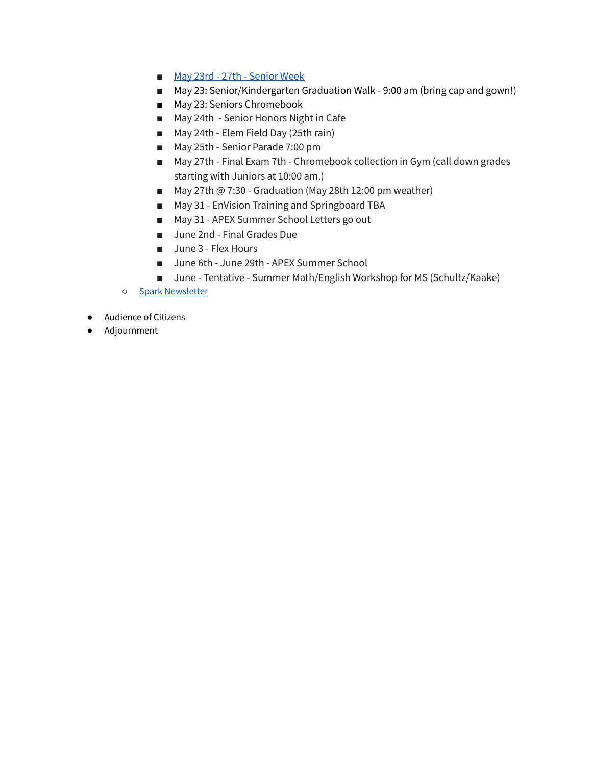- [May 23rd - 27th - Senior Week]()
        - May 23: Senior/Kindergarten Graduation Walk - 9:00 am (bring cap and gown!)
        - May 23: Seniors Chromebook
        - May 24th  - Senior Honors Night in Cafe
        - May 24th - Elem Field Day (25th rain)
        - May 25th - Senior Parade 7:00 pm
        - May 27th - Final Exam 7th - Chromebook collection in Gym (call down grades starting with Juniors at 10:00 am.)
        - May 27th @ 7:30 - Graduation (May 28th 12:00 pm weather)
        - May 31 - EnVision Training and Springboard TBA
        - May 31 - APEX Summer School Letters go out
        - June 2nd - Final Grades Due
        - June 3 - Flex Hours
        - June 6th - June 29th - APEX Summer School
        - June - Tentative - Summer Math/English Workshop for MS (Schultz/Kaake)
    - [Spark Newsletter]()

- Audience of Citizens
- Adjournment